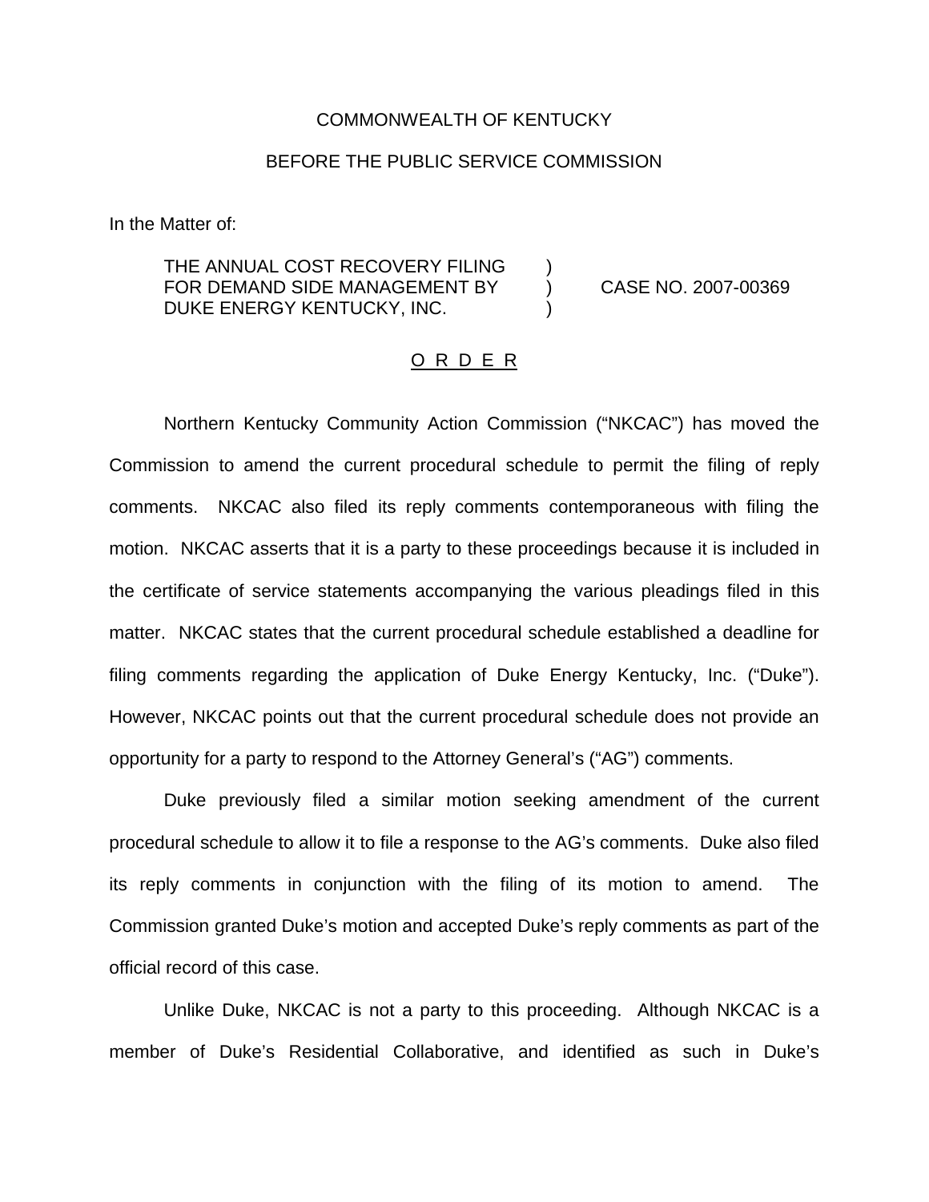COMMONWEALTH OF KENTUCKY

BEFORE THE PUBLIC SERVICE COMMISSION

In the Matter of:

| | | |
|---|---|---|
| THE ANNUAL COST RECOVERY FILING FOR DEMAND SIDE MANAGEMENT BY DUKE ENERGY KENTUCKY, INC. | ) ) ) | CASE NO. 2007-00369 |

O R D E R

Northern Kentucky Community Action Commission ("NKCAC") has moved the Commission to amend the current procedural schedule to permit the filing of reply comments. NKCAC also filed its reply comments contemporaneous with filing the motion. NKCAC asserts that it is a party to these proceedings because it is included in the certificate of service statements accompanying the various pleadings filed in this matter. NKCAC states that the current procedural schedule established a deadline for filing comments regarding the application of Duke Energy Kentucky, Inc. ("Duke"). However, NKCAC points out that the current procedural schedule does not provide an opportunity for a party to respond to the Attorney General's ("AG") comments.

Duke previously filed a similar motion seeking amendment of the current procedural schedule to allow it to file a response to the AG's comments. Duke also filed its reply comments in conjunction with the filing of its motion to amend. The Commission granted Duke's motion and accepted Duke's reply comments as part of the official record of this case.

Unlike Duke, NKCAC is not a party to this proceeding. Although NKCAC is a member of Duke's Residential Collaborative, and identified as such in Duke's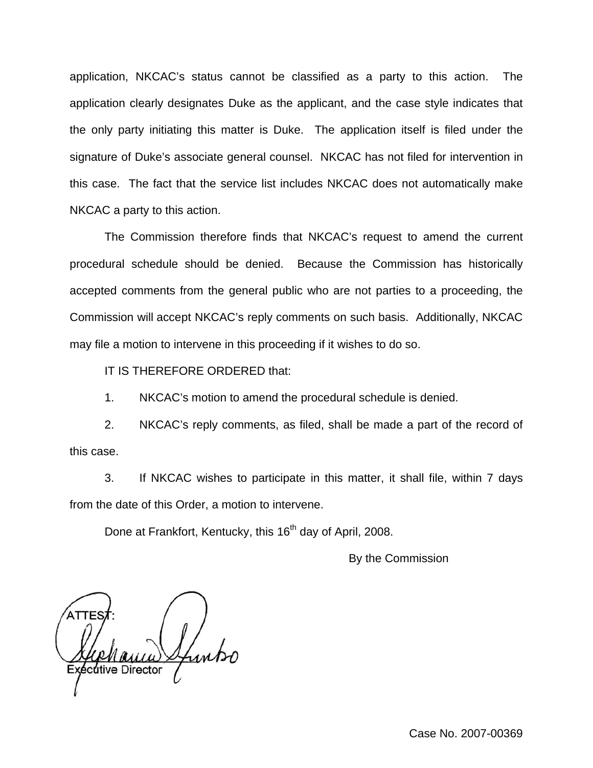application, NKCAC's status cannot be classified as a party to this action. The application clearly designates Duke as the applicant, and the case style indicates that the only party initiating this matter is Duke. The application itself is filed under the signature of Duke's associate general counsel. NKCAC has not filed for intervention in this case. The fact that the service list includes NKCAC does not automatically make NKCAC a party to this action.

The Commission therefore finds that NKCAC's request to amend the current procedural schedule should be denied. Because the Commission has historically accepted comments from the general public who are not parties to a proceeding, the Commission will accept NKCAC's reply comments on such basis. Additionally, NKCAC may file a motion to intervene in this proceeding if it wishes to do so.

IT IS THEREFORE ORDERED that:

1. NKCAC's motion to amend the procedural schedule is denied.

2. NKCAC's reply comments, as filed, shall be made a part of the record of this case.

3. If NKCAC wishes to participate in this matter, it shall file, within 7 days from the date of this Order, a motion to intervene.

Done at Frankfort, Kentucky, this 16th day of April, 2008.

By the Commission

ATTEST:

Executive Director

Case No. 2007-00369